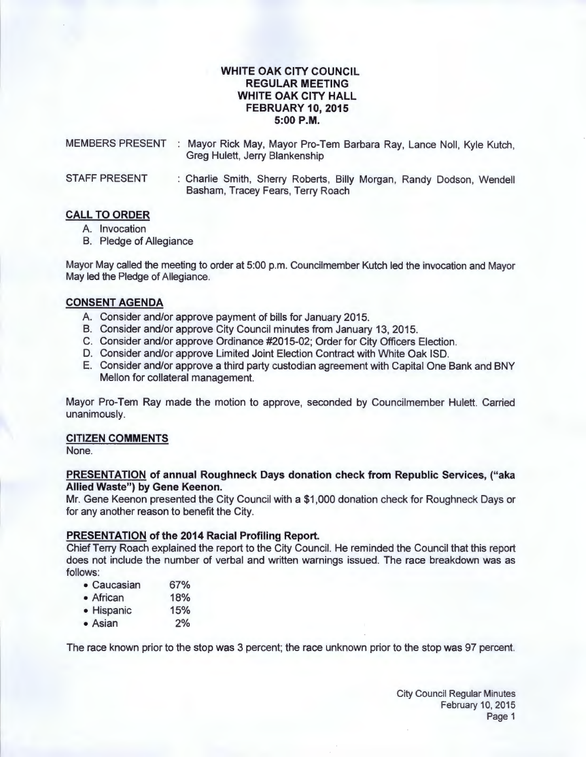# WHITE OAK CITY COUNCIL
## REGULAR MEETING
## WHITE OAK CITY HALL
## FEBRUARY 10, 2015
## 5:00 P.M.

MEMBERS PRESENT : Mayor Rick May, Mayor Pro-Tem Barbara Ray, Lance Noll, Kyle Kutch, Greg Hulett, Jerry Blankenship

STAFF PRESENT : Charlie Smith, Sherry Roberts, Billy Morgan, Randy Dodson, Wendell Basham, Tracey Fears, Terry Roach

### CALL TO ORDER

A. Invocation
B. Pledge of Allegiance

Mayor May called the meeting to order at 5:00 p.m. Councilmember Kutch led the invocation and Mayor May led the Pledge of Allegiance.

### CONSENT AGENDA

A. Consider and/or approve payment of bills for January 2015.
B. Consider and/or approve City Council minutes from January 13, 2015.
C. Consider and/or approve Ordinance #2015-02; Order for City Officers Election.
D. Consider and/or approve Limited Joint Election Contract with White Oak ISD.
E. Consider and/or approve a third party custodian agreement with Capital One Bank and BNY Mellon for collateral management.

Mayor Pro-Tem Ray made the motion to approve, seconded by Councilmember Hulett. Carried unanimously.

### CITIZEN COMMENTS

None.

### PRESENTATION of annual Roughneck Days donation check from Republic Services, ("aka Allied Waste") by Gene Keenon.

Mr. Gene Keenon presented the City Council with a $1,000 donation check for Roughneck Days or for any another reason to benefit the City.

### PRESENTATION of the 2014 Racial Profiling Report.

Chief Terry Roach explained the report to the City Council. He reminded the Council that this report does not include the number of verbal and written warnings issued. The race breakdown was as follows:

- Caucasian 67%
- African 18%
- Hispanic 15%
- Asian 2%

The race known prior to the stop was 3 percent; the race unknown prior to the stop was 97 percent.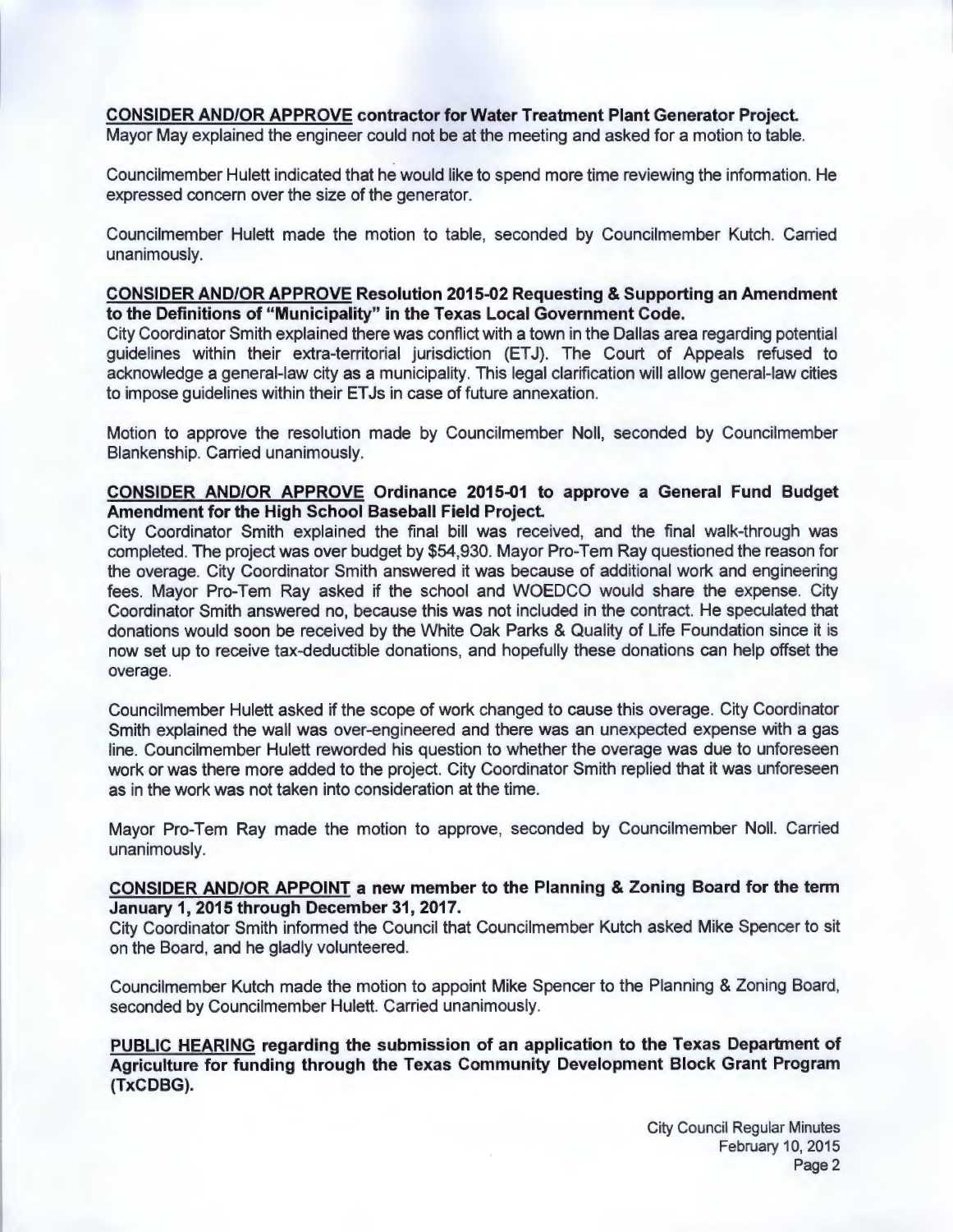**CONSIDER AND/OR APPROVE contractor for Water Treatment Plant Generator Project.**
Mayor May explained the engineer could not be at the meeting and asked for a motion to table.

Councilmember Hulett indicated that he would like to spend more time reviewing the information. He expressed concern over the size of the generator.

Councilmember Hulett made the motion to table, seconded by Councilmember Kutch. Carried unanimously.

**CONSIDER AND/OR APPROVE Resolution 2015-02 Requesting & Supporting an Amendment to the Definitions of "Municipality" in the Texas Local Government Code.**
City Coordinator Smith explained there was conflict with a town in the Dallas area regarding potential guidelines within their extra-territorial jurisdiction (ETJ). The Court of Appeals refused to acknowledge a general-law city as a municipality. This legal clarification will allow general-law cities to impose guidelines within their ETJs in case of future annexation.

Motion to approve the resolution made by Councilmember Noll, seconded by Councilmember Blankenship. Carried unanimously.

**CONSIDER AND/OR APPROVE Ordinance 2015-01 to approve a General Fund Budget Amendment for the High School Baseball Field Project.**
City Coordinator Smith explained the final bill was received, and the final walk-through was completed. The project was over budget by $54,930. Mayor Pro-Tem Ray questioned the reason for the overage. City Coordinator Smith answered it was because of additional work and engineering fees. Mayor Pro-Tem Ray asked if the school and WOEDCO would share the expense. City Coordinator Smith answered no, because this was not included in the contract. He speculated that donations would soon be received by the White Oak Parks & Quality of Life Foundation since it is now set up to receive tax-deductible donations, and hopefully these donations can help offset the overage.

Councilmember Hulett asked if the scope of work changed to cause this overage. City Coordinator Smith explained the wall was over-engineered and there was an unexpected expense with a gas line. Councilmember Hulett reworded his question to whether the overage was due to unforeseen work or was there more added to the project. City Coordinator Smith replied that it was unforeseen as in the work was not taken into consideration at the time.

Mayor Pro-Tem Ray made the motion to approve, seconded by Councilmember Noll. Carried unanimously.

**CONSIDER AND/OR APPOINT a new member to the Planning & Zoning Board for the term January 1, 2015 through December 31, 2017.**
City Coordinator Smith informed the Council that Councilmember Kutch asked Mike Spencer to sit on the Board, and he gladly volunteered.

Councilmember Kutch made the motion to appoint Mike Spencer to the Planning & Zoning Board, seconded by Councilmember Hulett. Carried unanimously.

**PUBLIC HEARING regarding the submission of an application to the Texas Department of Agriculture for funding through the Texas Community Development Block Grant Program (TxCDBG).**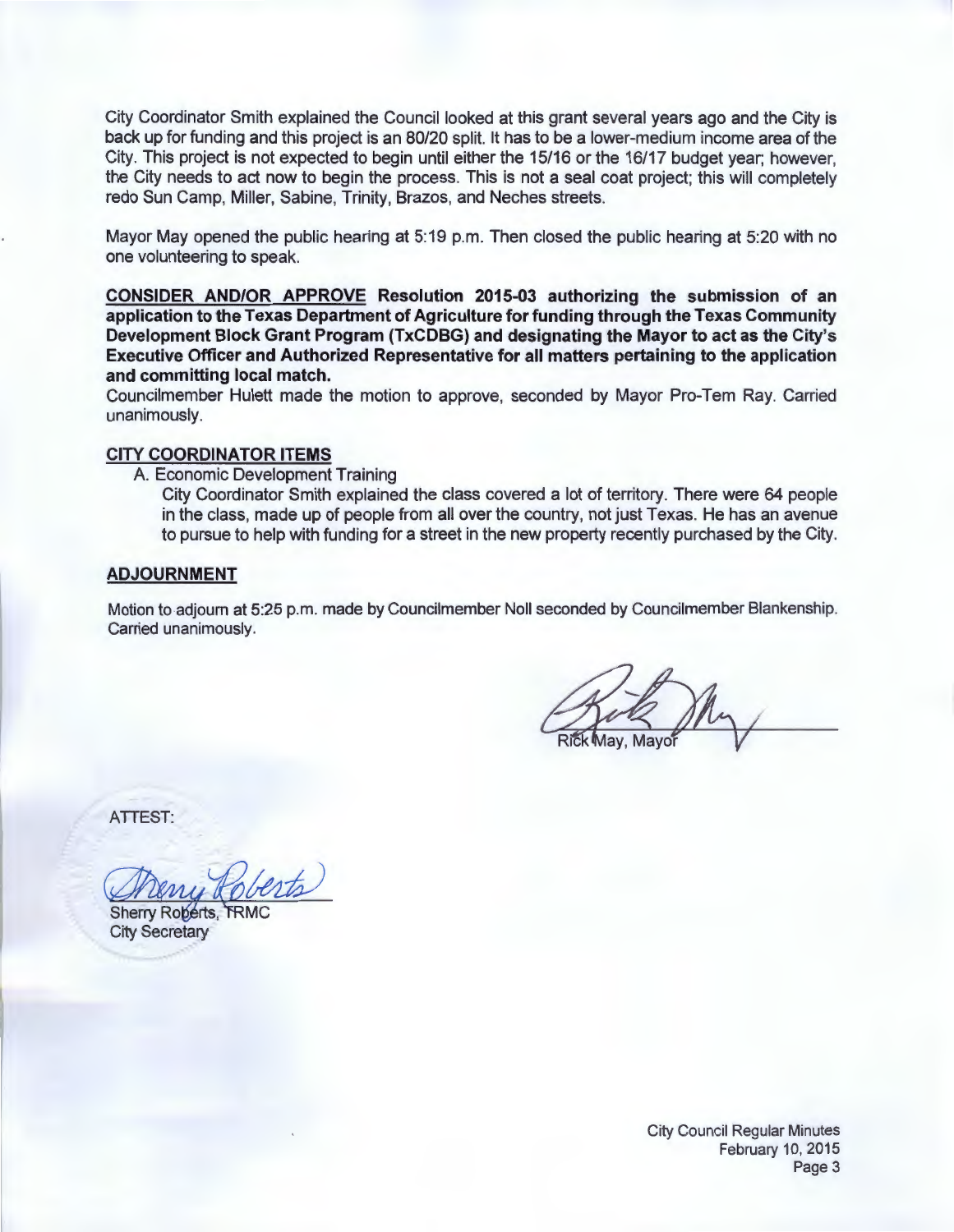City Coordinator Smith explained the Council looked at this grant several years ago and the City is back up for funding and this project is an 80/20 split. It has to be a lower-medium income area of the City. This project is not expected to begin until either the 15/16 or the 16/17 budget year; however, the City needs to act now to begin the process. This is not a seal coat project; this will completely redo Sun Camp, Miller, Sabine, Trinity, Brazos, and Neches streets.

Mayor May opened the public hearing at 5:19 p.m. Then closed the public hearing at 5:20 with no one volunteering to speak.

**CONSIDER AND/OR APPROVE Resolution 2015-03 authorizing the submission of an application to the Texas Department of Agriculture for funding through the Texas Community Development Block Grant Program (TxCDBG) and designating the Mayor to act as the City's Executive Officer and Authorized Representative for all matters pertaining to the application and committing local match.**

Councilmember Hulett made the motion to approve, seconded by Mayor Pro-Tem Ray. Carried unanimously.

## CITY COORDINATOR ITEMS

A. Economic Development Training

City Coordinator Smith explained the class covered a lot of territory. There were 64 people in the class, made up of people from all over the country, not just Texas. He has an avenue to pursue to help with funding for a street in the new property recently purchased by the City.

## ADJOURNMENT

Motion to adjourn at 5:25 p.m. made by Councilmember Noll seconded by Councilmember Blankenship. Carried unanimously.

Rick May, Mayor

ATTEST:

Sherry Roberts, TRMC
City Secretary

City Council Regular Minutes
February 10, 2015